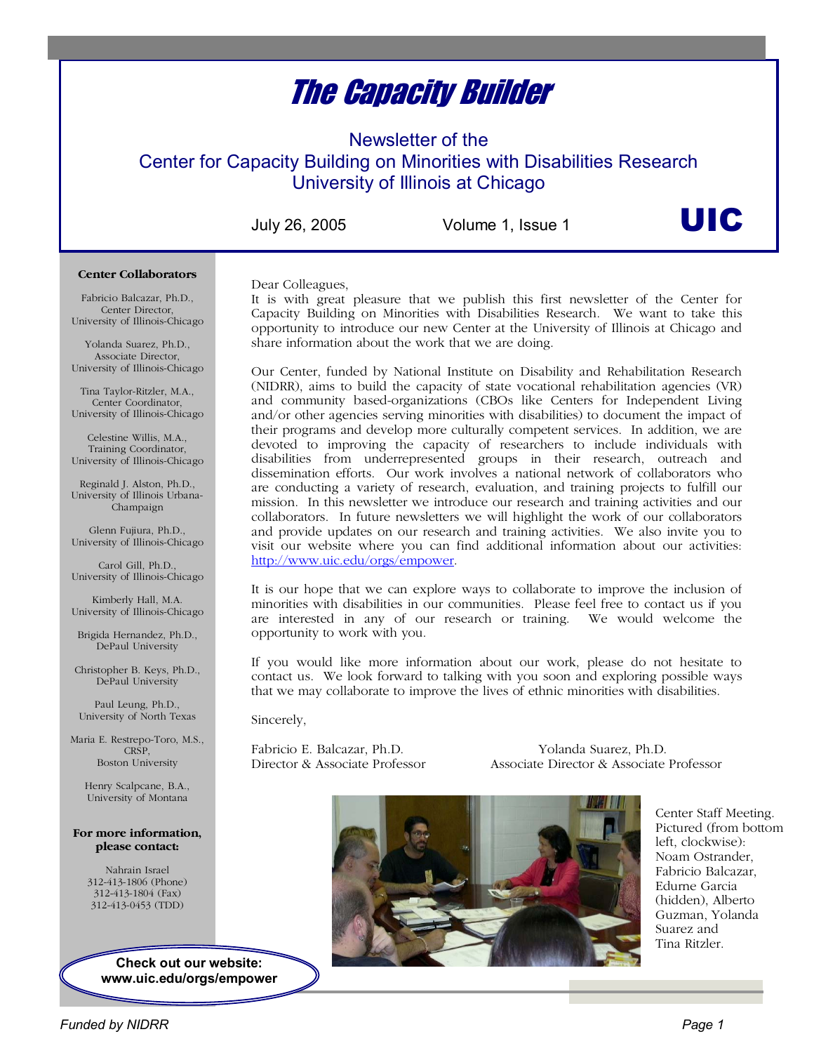# The Capacity Builder

## Newsletter of the Center for Capacity Building on Minorities with Disabilities Research University of Illinois at Chicago

July 26, 2005 Volume 1, Issue 1

**UIC**

Dear Colleagues,

It is with great pleasure that we publish this first newsletter of the Center for Capacity Building on Minorities with Disabilities Research. We want to take this opportunity to introduce our new Center at the University of Illinois at Chicago and share information about the work that we are doing.

Our Center, funded by National Institute on Disability and Rehabilitation Research (NIDRR), aims to build the capacity of state vocational rehabilitation agencies (VR) and community based-organizations (CBOs like Centers for Independent Living and/or other agencies serving minorities with disabilities) to document the impact of their programs and develop more culturally competent services. In addition, we are devoted to improving the capacity of researchers to include individuals with disabilities from underrepresented groups in their research, outreach and dissemination efforts. Our work involves a national network of collaborators who are conducting a variety of research, evaluation, and training projects to fulfill our mission. In this newsletter we introduce our research and training activities and our collaborators. In future newsletters we will highlight the work of our collaborators and provide updates on our research and training activities. We also invite you to visit our website where you can find additional information about our activities: http://www.uic.edu/orgs/empower.

It is our hope that we can explore ways to collaborate to improve the inclusion of minorities with disabilities in our communities. Please feel free to contact us if you are interested in any of our research or training. We would welcome the opportunity to work with you.

If you would like more information about our work, please do not hesitate to contact us. We look forward to talking with you soon and exploring possible ways that we may collaborate to improve the lives of ethnic minorities with disabilities.

Sincerely,

Fabricio E. Balcazar, Ph.D.
Director & Associate Professor

Yolanda Suarez, Ph.D.
Associate Director & Associate Professor

Center Staff Meeting. Pictured (from bottom left, clockwise): Noam Ostrander, Fabricio Balcazar, Edurne Garcia (hidden), Alberto Guzman, Yolanda Suarez and Tina Ritzler.

### Center Collaborators

Fabricio Balcazar, Ph.D., Center Director, University of Illinois-Chicago

Yolanda Suarez, Ph.D., Associate Director, University of Illinois-Chicago

Tina Taylor-Ritzler, M.A., Center Coordinator, University of Illinois-Chicago

Celestine Willis, M.A., Training Coordinator, University of Illinois-Chicago

Reginald J. Alston, Ph.D., University of Illinois Urbana-Champaign

Glenn Fujiura, Ph.D., University of Illinois-Chicago

Carol Gill, Ph.D., University of Illinois-Chicago

Kimberly Hall, M.A. University of Illinois-Chicago

Brigida Hernandez, Ph.D., DePaul University

Christopher B. Keys, Ph.D., DePaul University

Paul Leung, Ph.D., University of North Texas

Maria E. Restrepo-Toro, M.S., CRSP, Boston University

Henry Scalpcane, B.A., University of Montana

**For more information, please contact:**

Nahrain Israel
312-413-1806 (Phone)
312-413-1804 (Fax)
312-413-0453 (TDD)

**Check out our website: www.uic.edu/orgs/empower**

*Funded by NIDRR*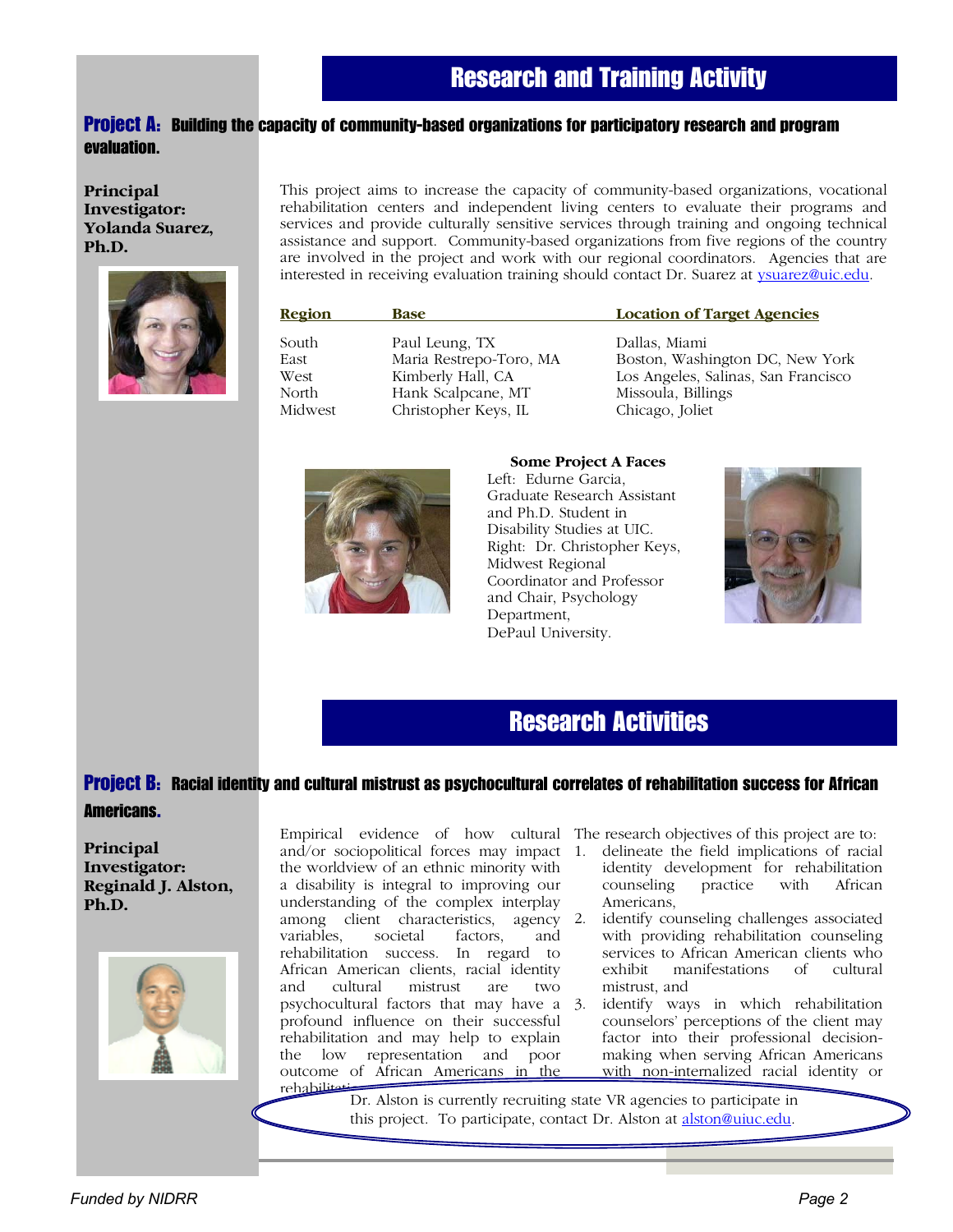# Research and Training Activity

## Project A: Building the capacity of community-based organizations for participatory research and program evaluation.

**Principal Investigator: Yolanda Suarez, Ph.D.**

This project aims to increase the capacity of community-based organizations, vocational rehabilitation centers and independent living centers to evaluate their programs and services and provide culturally sensitive services through training and ongoing technical assistance and support. Community-based organizations from five regions of the country are involved in the project and work with our regional coordinators. Agencies that are interested in receiving evaluation training should contact Dr. Suarez at ysuarez@uic.edu.

| Region | Base | Location of Target Agencies |
|---|---|---|
| South | Paul Leung, TX | Dallas, Miami |
| East | Maria Restrepo-Toro, MA | Boston, Washington DC, New York |
| West | Kimberly Hall, CA | Los Angeles, Salinas, San Francisco |
| North | Hank Scalpcane, MT | Missoula, Billings |
| Midwest | Christopher Keys, IL | Chicago, Joliet |

**Some Project A Faces**

Left: Edurne Garcia, Graduate Research Assistant and Ph.D. Student in Disability Studies at UIC.
Right: Dr. Christopher Keys, Midwest Regional Coordinator and Professor and Chair, Psychology Department, DePaul University.

# Research Activities

## Project B: Racial identity and cultural mistrust as psychocultural correlates of rehabilitation success for African Americans.

**Principal Investigator: Reginald J. Alston, Ph.D.**

Empirical evidence of how cultural and/or sociopolitical forces may impact the worldview of an ethnic minority with a disability is integral to improving our understanding of the complex interplay among client characteristics, agency variables, societal factors, and rehabilitation success. In regard to African American clients, racial identity and cultural mistrust are two psychocultural factors that may have a profound influence on their successful rehabilitation and may help to explain the low representation and poor outcome of African Americans in the rehabilitation...

The research objectives of this project are to:

1. delineate the field implications of racial identity development for rehabilitation counseling practice with African Americans,
2. identify counseling challenges associated with providing rehabilitation counseling services to African American clients who exhibit manifestations of cultural mistrust, and
3. identify ways in which rehabilitation counselors' perceptions of the client may factor into their professional decision-making when serving African Americans with non-internalized racial identity or

Dr. Alston is currently recruiting state VR agencies to participate in this project. To participate, contact Dr. Alston at alston@uiuc.edu.

Funded by NIDRR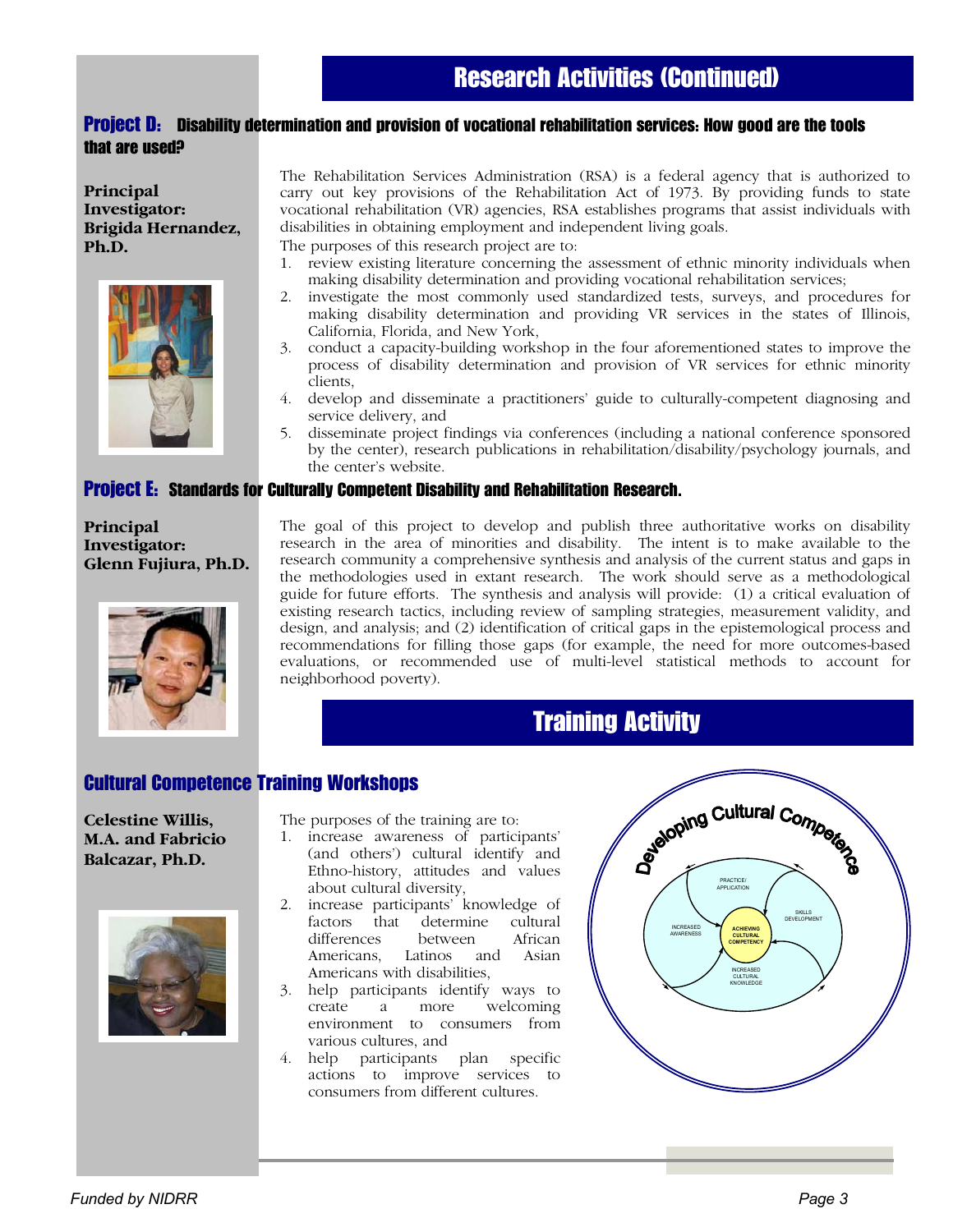# Research Activities (Continued)

## Project D: Disability determination and provision of vocational rehabilitation services: How good are the tools that are used?

**Principal Investigator: Brigida Hernandez, Ph.D.**

The Rehabilitation Services Administration (RSA) is a federal agency that is authorized to carry out key provisions of the Rehabilitation Act of 1973. By providing funds to state vocational rehabilitation (VR) agencies, RSA establishes programs that assist individuals with disabilities in obtaining employment and independent living goals.

The purposes of this research project are to:

1. review existing literature concerning the assessment of ethnic minority individuals when making disability determination and providing vocational rehabilitation services;
2. investigate the most commonly used standardized tests, surveys, and procedures for making disability determination and providing VR services in the states of Illinois, California, Florida, and New York,
3. conduct a capacity-building workshop in the four aforementioned states to improve the process of disability determination and provision of VR services for ethnic minority clients,
4. develop and disseminate a practitioners' guide to culturally-competent diagnosing and service delivery, and
5. disseminate project findings via conferences (including a national conference sponsored by the center), research publications in rehabilitation/disability/psychology journals, and the center's website.

## Project E: Standards for Culturally Competent Disability and Rehabilitation Research.

**Principal Investigator: Glenn Fujiura, Ph.D.**

The goal of this project to develop and publish three authoritative works on disability research in the area of minorities and disability. The intent is to make available to the research community a comprehensive synthesis and analysis of the current status and gaps in the methodologies used in extant research. The work should serve as a methodological guide for future efforts. The synthesis and analysis will provide: (1) a critical evaluation of existing research tactics, including review of sampling strategies, measurement validity, and design, and analysis; and (2) identification of critical gaps in the epistemological process and recommendations for filling those gaps (for example, the need for more outcomes-based evaluations, or recommended use of multi-level statistical methods to account for neighborhood poverty).

# Training Activity

## Cultural Competence Training Workshops

**Celestine Willis, M.A. and Fabricio Balcazar, Ph.D.**

The purposes of the training are to:

1. increase awareness of participants' (and others') cultural identify and Ethno-history, attitudes and values about cultural diversity,
2. increase participants' knowledge of factors that determine cultural differences between African Americans, Latinos and Asian Americans with disabilities,
3. help participants identify ways to create a more welcoming environment to consumers from various cultures, and
4. help participants plan specific actions to improve services to consumers from different cultures.

Developing Cultural Competence: Increased Awareness, Practice/Application, Skills Development, Increased Cultural Knowledge, Achieving Cultural Competency

*Funded by NIDRR*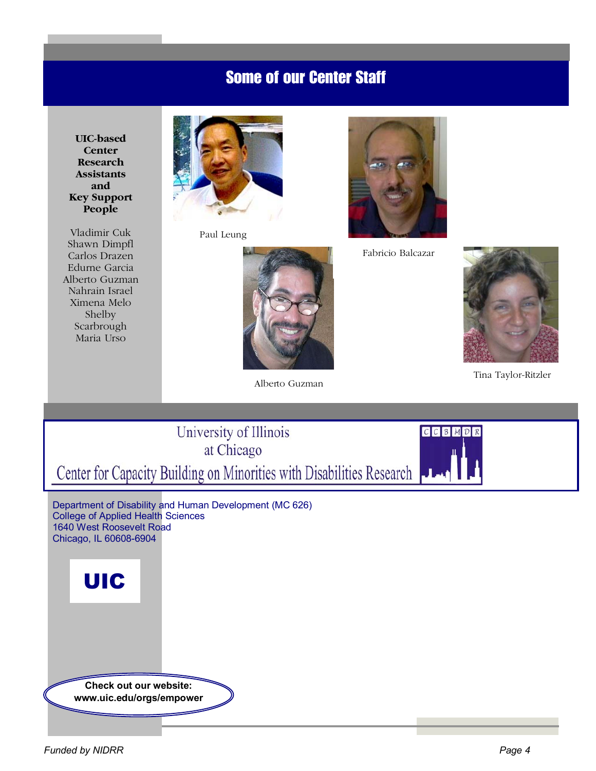# Some of our Center Staff

**UIC-based Center Research Assistants and Key Support People**

Vladimir Cuk
Shawn Dimpfl
Carlos Drazen
Edurne Garcia
Alberto Guzman
Nahrain Israel
Ximena Melo
Shelby Scarbrough
Maria Urso

Paul Leung

Fabricio Balcazar

Alberto Guzman

Tina Taylor-Ritzler

University of Illinois at Chicago
Center for Capacity Building on Minorities with Disabilities Research

CCBMDR

Department of Disability and Human Development (MC 626)
College of Applied Health Sciences
1640 West Roosevelt Road
Chicago, IL 60608-6904

UIC

**Check out our website:**
**www.uic.edu/orgs/empower**

*Funded by NIDRR*